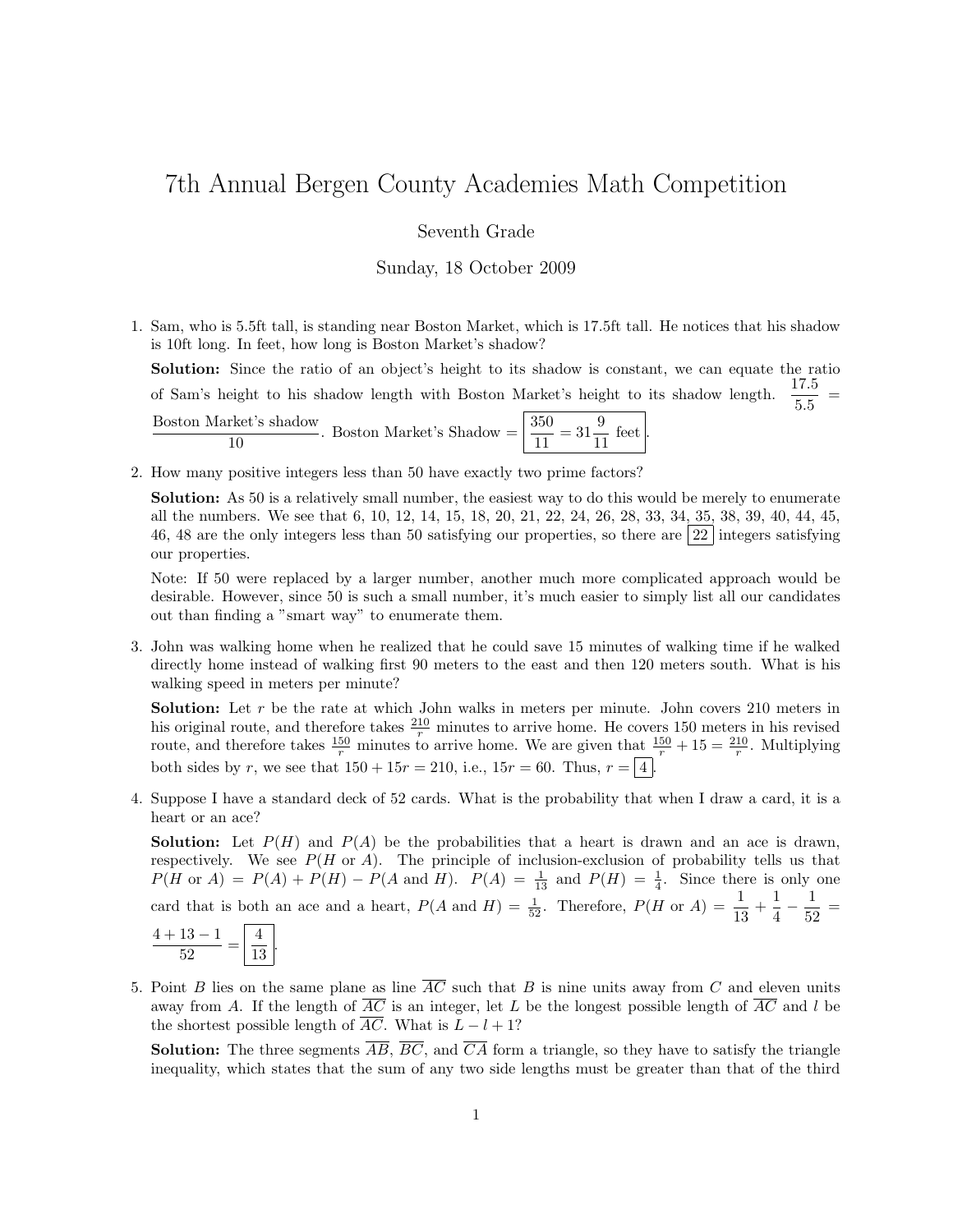# 7th Annual Bergen County Academies Math Competition

Seventh Grade

Sunday, 18 October 2009

1. Sam, who is 5.5ft tall, is standing near Boston Market, which is 17.5ft tall. He notices that his shadow is 10ft long. In feet, how long is Boston Market's shadow?

   **Solution:** Since the ratio of an object's height to its shadow is constant, we can equate the ratio of Sam's height to his shadow length with Boston Market's height to its shadow length. $\dfrac{17.5}{5.5} = \dfrac{\text{Boston Market's shadow}}{10}$. Boston Market's Shadow $= \boxed{\dfrac{350}{11} = 31\dfrac{9}{11} \text{ feet}}$.

2. How many positive integers less than 50 have exactly two prime factors?

   **Solution:** As 50 is a relatively small number, the easiest way to do this would be merely to enumerate all the numbers. We see that 6, 10, 12, 14, 15, 18, 20, 21, 22, 24, 26, 28, 33, 34, 35, 38, 39, 40, 44, 45, 46, 48 are the only integers less than 50 satisfying our properties, so there are $\boxed{22}$ integers satisfying our properties.

   Note: If 50 were replaced by a larger number, another much more complicated approach would be desirable. However, since 50 is such a small number, it's much easier to simply list all our candidates out than finding a "smart way" to enumerate them.

3. John was walking home when he realized that he could save 15 minutes of walking time if he walked directly home instead of walking first 90 meters to the east and then 120 meters south. What is his walking speed in meters per minute?

   **Solution:** Let $r$ be the rate at which John walks in meters per minute. John covers 210 meters in his original route, and therefore takes $\frac{210}{r}$ minutes to arrive home. He covers 150 meters in his revised route, and therefore takes $\frac{150}{r}$ minutes to arrive home. We are given that $\frac{150}{r} + 15 = \frac{210}{r}$. Multiplying both sides by $r$, we see that $150 + 15r = 210$, i.e., $15r = 60$. Thus, $r = \boxed{4}$.

4. Suppose I have a standard deck of 52 cards. What is the probability that when I draw a card, it is a heart or an ace?

   **Solution:** Let $P(H)$ and $P(A)$ be the probabilities that a heart is drawn and an ace is drawn, respectively. We see $P(H \text{ or } A)$. The principle of inclusion-exclusion of probability tells us that $P(H \text{ or } A) = P(A) + P(H) - P(A \text{ and } H)$. $P(A) = \frac{1}{13}$ and $P(H) = \frac{1}{4}$. Since there is only one card that is both an ace and a heart, $P(A \text{ and } H) = \frac{1}{52}$. Therefore, $P(H \text{ or } A) = \dfrac{1}{13} + \dfrac{1}{4} - \dfrac{1}{52} = \dfrac{4 + 13 - 1}{52} = \boxed{\dfrac{4}{13}}$.

5. Point $B$ lies on the same plane as line $\overline{AC}$ such that $B$ is nine units away from $C$ and eleven units away from $A$. If the length of $\overline{AC}$ is an integer, let $L$ be the longest possible length of $\overline{AC}$ and $l$ be the shortest possible length of $\overline{AC}$. What is $L - l + 1$?

   **Solution:** The three segments $\overline{AB}$, $\overline{BC}$, and $\overline{CA}$ form a triangle, so they have to satisfy the triangle inequality, which states that the sum of any two side lengths must be greater than that of the third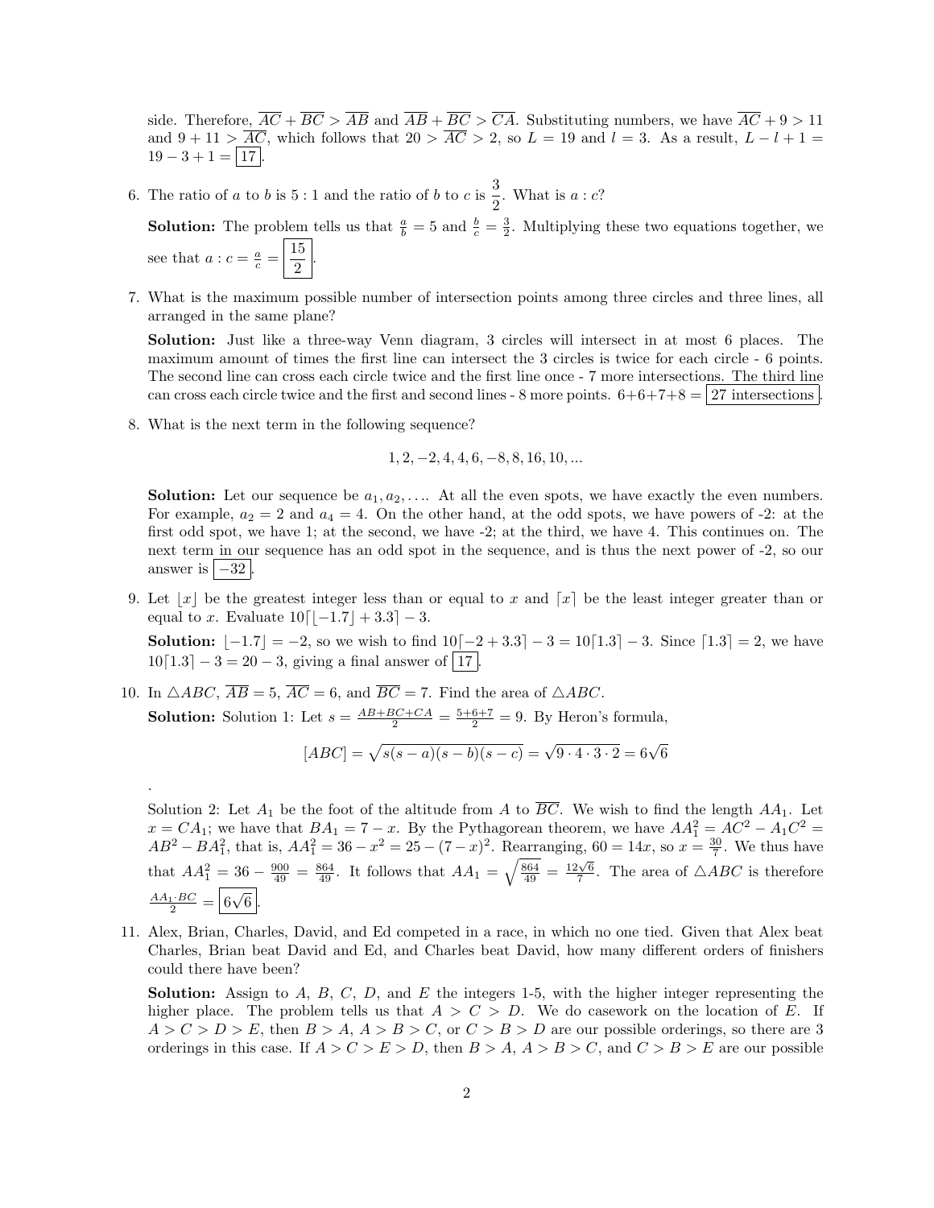side. Therefore, $\overline{AC} + \overline{BC} > \overline{AB}$ and $\overline{AB} + \overline{BC} > \overline{CA}$. Substituting numbers, we have $\overline{AC} + 9 > 11$ and $9 + 11 > \overline{AC}$, which follows that $20 > \overline{AC} > 2$, so $L = 19$ and $l = 3$. As a result, $L - l + 1 = 19 - 3 + 1 = \boxed{17}$.

6. The ratio of $a$ to $b$ is $5:1$ and the ratio of $b$ to $c$ is $\frac{3}{2}$. What is $a:c$?

   **Solution:** The problem tells us that $\frac{a}{b} = 5$ and $\frac{b}{c} = \frac{3}{2}$. Multiplying these two equations together, we see that $a:c = \frac{a}{c} = \boxed{\frac{15}{2}}$.

7. What is the maximum possible number of intersection points among three circles and three lines, all arranged in the same plane?

   **Solution:** Just like a three-way Venn diagram, 3 circles will intersect in at most 6 places. The maximum amount of times the first line can intersect the 3 circles is twice for each circle - 6 points. The second line can cross each circle twice and the first line once - 7 more intersections. The third line can cross each circle twice and the first and second lines - 8 more points. $6+6+7+8 = \boxed{\text{27 intersections}}$.

8. What is the next term in the following sequence?

   $$1, 2, -2, 4, 4, 6, -8, 8, 16, 10, ...$$

   **Solution:** Let our sequence be $a_1, a_2, \ldots$. At all the even spots, we have exactly the even numbers. For example, $a_2 = 2$ and $a_4 = 4$. On the other hand, at the odd spots, we have powers of -2: at the first odd spot, we have 1; at the second, we have -2; at the third, we have 4. This continues on. The next term in our sequence has an odd spot in the sequence, and is thus the next power of -2, so our answer is $\boxed{-32}$.

9. Let $\lfloor x \rfloor$ be the greatest integer less than or equal to $x$ and $\lceil x \rceil$ be the least integer greater than or equal to $x$. Evaluate $10\lceil \lfloor -1.7 \rfloor + 3.3 \rceil - 3$.

   **Solution:** $\lfloor -1.7 \rfloor = -2$, so we wish to find $10\lceil -2 + 3.3 \rceil - 3 = 10\lceil 1.3 \rceil - 3$. Since $\lceil 1.3 \rceil = 2$, we have $10\lceil 1.3 \rceil - 3 = 20 - 3$, giving a final answer of $\boxed{17}$.

10. In $\triangle ABC$, $\overline{AB} = 5$, $\overline{AC} = 6$, and $\overline{BC} = 7$. Find the area of $\triangle ABC$.

    **Solution:** Solution 1: Let $s = \frac{AB+BC+CA}{2} = \frac{5+6+7}{2} = 9$. By Heron's formula,

    $$[ABC] = \sqrt{s(s-a)(s-b)(s-c)} = \sqrt{9 \cdot 4 \cdot 3 \cdot 2} = 6\sqrt{6}$$

    .

    Solution 2: Let $A_1$ be the foot of the altitude from $A$ to $\overline{BC}$. We wish to find the length $AA_1$. Let $x = CA_1$; we have that $BA_1 = 7 - x$. By the Pythagorean theorem, we have $AA_1^2 = AC^2 - A_1C^2 = AB^2 - BA_1^2$, that is, $AA_1^2 = 36 - x^2 = 25 - (7-x)^2$. Rearranging, $60 = 14x$, so $x = \frac{30}{7}$. We thus have that $AA_1^2 = 36 - \frac{900}{49} = \frac{864}{49}$. It follows that $AA_1 = \sqrt{\frac{864}{49}} = \frac{12\sqrt{6}}{7}$. The area of $\triangle ABC$ is therefore $\frac{AA_1 \cdot BC}{2} = \boxed{6\sqrt{6}}$.

11. Alex, Brian, Charles, David, and Ed competed in a race, in which no one tied. Given that Alex beat Charles, Brian beat David and Ed, and Charles beat David, how many different orders of finishers could there have been?

    **Solution:** Assign to $A$, $B$, $C$, $D$, and $E$ the integers 1-5, with the higher integer representing the higher place. The problem tells us that $A > C > D$. We do casework on the location of $E$. If $A > C > D > E$, then $B > A$, $A > B > C$, or $C > B > D$ are our possible orderings, so there are 3 orderings in this case. If $A > C > E > D$, then $B > A$, $A > B > C$, and $C > B > E$ are our possible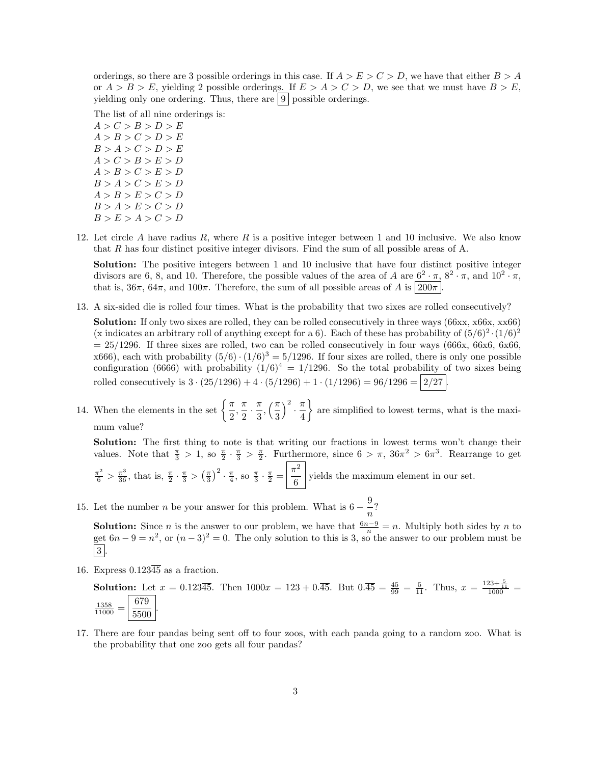orderings, so there are 3 possible orderings in this case. If $A > E > C > D$, we have that either $B > A$ or $A > B > E$, yielding 2 possible orderings. If $E > A > C > D$, we see that we must have $B > E$, yielding only one ordering. Thus, there are $\boxed{9}$ possible orderings.

The list of all nine orderings is:
$A > C > B > D > E$
$A > B > C > D > E$
$B > A > C > D > E$
$A > C > B > E > D$
$A > B > C > E > D$
$B > A > C > E > D$
$A > B > E > C > D$
$B > A > E > C > D$
$B > E > A > C > D$

12. Let circle $A$ have radius $R$, where $R$ is a positive integer between 1 and 10 inclusive. We also know that $R$ has four distinct positive integer divisors. Find the sum of all possible areas of A.

    **Solution:** The positive integers between 1 and 10 inclusive that have four distinct positive integer divisors are 6, 8, and 10. Therefore, the possible values of the area of $A$ are $6^2 \cdot \pi$, $8^2 \cdot \pi$, and $10^2 \cdot \pi$, that is, $36\pi$, $64\pi$, and $100\pi$. Therefore, the sum of all possible areas of $A$ is $\boxed{200\pi}$.

13. A six-sided die is rolled four times. What is the probability that two sixes are rolled consecutively?

    **Solution:** If only two sixes are rolled, they can be rolled consecutively in three ways (66xx, x66x, xx66) (x indicates an arbitrary roll of anything except for a 6). Each of these has probability of $(5/6)^2 \cdot (1/6)^2 = 25/1296$. If three sixes are rolled, two can be rolled consecutively in four ways (666x, 66x6, 6x66, x666), each with probability $(5/6) \cdot (1/6)^3 = 5/1296$. If four sixes are rolled, there is only one possible configuration (6666) with probability $(1/6)^4 = 1/1296$. So the total probability of two sixes being rolled consecutively is $3 \cdot (25/1296) + 4 \cdot (5/1296) + 1 \cdot (1/1296) = 96/1296 = \boxed{2/27}$.

14. When the elements in the set $\left\{ \frac{\pi}{2}, \frac{\pi}{2} \cdot \frac{\pi}{3}, \left(\frac{\pi}{3}\right)^2 \cdot \frac{\pi}{4} \right\}$ are simplified to lowest terms, what is the maximum value?

    **Solution:** The first thing to note is that writing our fractions in lowest terms won't change their values. Note that $\frac{\pi}{3} > 1$, so $\frac{\pi}{2} \cdot \frac{\pi}{3} > \frac{\pi}{2}$. Furthermore, since $6 > \pi$, $36\pi^2 > 6\pi^3$. Rearrange to get $\frac{\pi^2}{6} > \frac{\pi^3}{36}$, that is, $\frac{\pi}{2} \cdot \frac{\pi}{3} > \left(\frac{\pi}{3}\right)^2 \cdot \frac{\pi}{4}$, so $\frac{\pi}{3} \cdot \frac{\pi}{2} = \boxed{\frac{\pi^2}{6}}$ yields the maximum element in our set.

15. Let the number $n$ be your answer for this problem. What is $6 - \frac{9}{n}$?

    **Solution:** Since $n$ is the answer to our problem, we have that $\frac{6n-9}{n} = n$. Multiply both sides by $n$ to get $6n - 9 = n^2$, or $(n-3)^2 = 0$. The only solution to this is 3, so the answer to our problem must be $\boxed{3}$.

16. Express $0.123\overline{45}$ as a fraction.

    **Solution:** Let $x = 0.123\overline{45}$. Then $1000x = 123 + 0.\overline{45}$. But $0.\overline{45} = \frac{45}{99} = \frac{5}{11}$. Thus, $x = \frac{123 + \frac{5}{11}}{1000} = \frac{1358}{11000} = \boxed{\frac{679}{5500}}$.

17. There are four pandas being sent off to four zoos, with each panda going to a random zoo. What is the probability that one zoo gets all four pandas?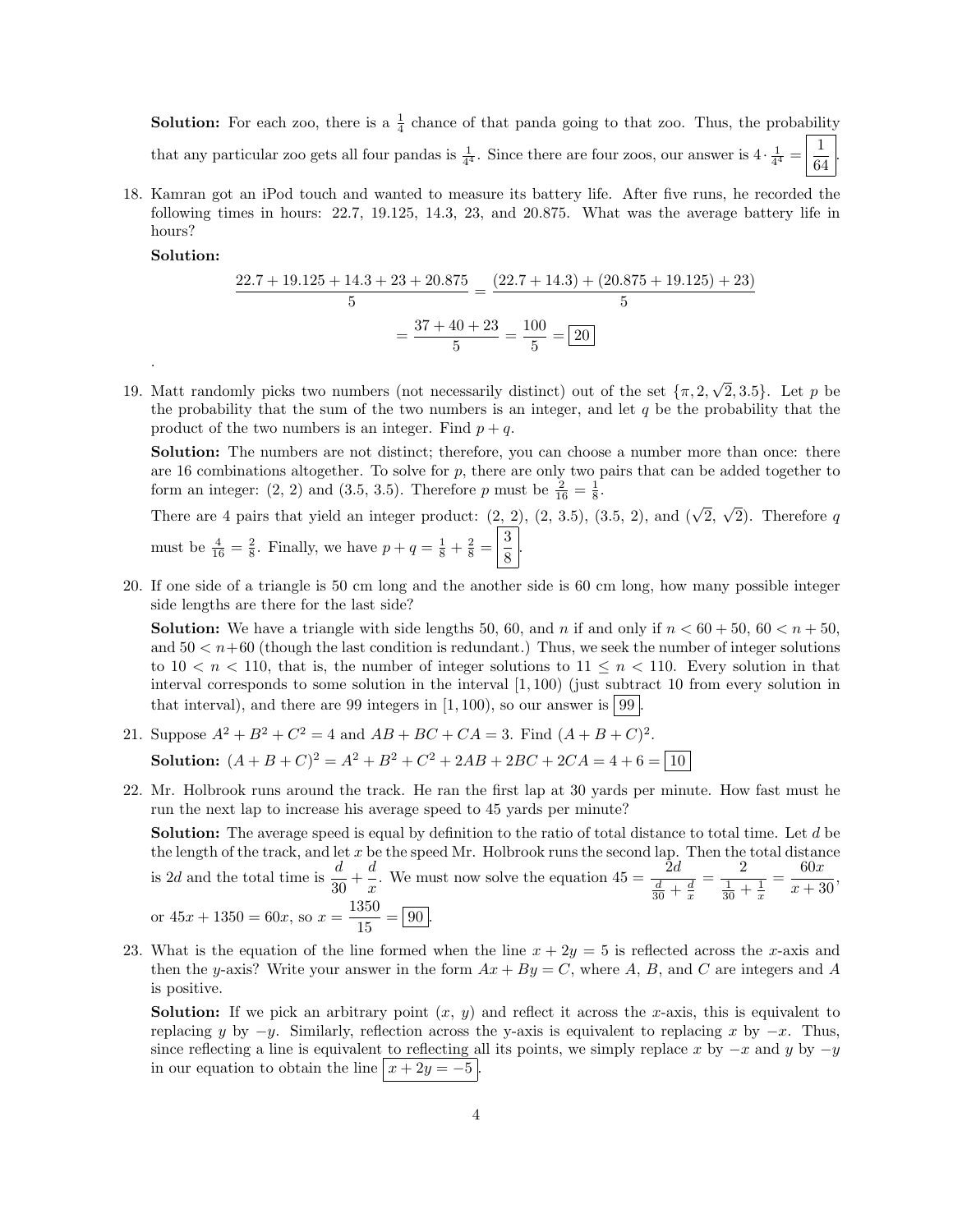**Solution:** For each zoo, there is a $\frac{1}{4}$ chance of that panda going to that zoo. Thus, the probability that any particular zoo gets all four pandas is $\frac{1}{4^4}$. Since there are four zoos, our answer is $4 \cdot \frac{1}{4^4} = \boxed{\frac{1}{64}}$.

18. Kamran got an iPod touch and wanted to measure its battery life. After five runs, he recorded the following times in hours: 22.7, 19.125, 14.3, 23, and 20.875. What was the average battery life in hours?

    **Solution:**

$$\frac{22.7 + 19.125 + 14.3 + 23 + 20.875}{5} = \frac{(22.7 + 14.3) + (20.875 + 19.125) + 23)}{5}$$

$$= \frac{37 + 40 + 23}{5} = \frac{100}{5} = \boxed{20}$$

.

19. Matt randomly picks two numbers (not necessarily distinct) out of the set $\{\pi, 2, \sqrt{2}, 3.5\}$. Let $p$ be the probability that the sum of the two numbers is an integer, and let $q$ be the probability that the product of the two numbers is an integer. Find $p + q$.

    **Solution:** The numbers are not distinct; therefore, you can choose a number more than once: there are 16 combinations altogether. To solve for $p$, there are only two pairs that can be added together to form an integer: (2, 2) and (3.5, 3.5). Therefore $p$ must be $\frac{2}{16} = \frac{1}{8}$.

    There are 4 pairs that yield an integer product: (2, 2), (2, 3.5), (3.5, 2), and $(\sqrt{2}, \sqrt{2})$. Therefore $q$ must be $\frac{4}{16} = \frac{2}{8}$. Finally, we have $p + q = \frac{1}{8} + \frac{2}{8} = \boxed{\frac{3}{8}}$.

20. If one side of a triangle is 50 cm long and the another side is 60 cm long, how many possible integer side lengths are there for the last side?

    **Solution:** We have a triangle with side lengths 50, 60, and $n$ if and only if $n < 60 + 50$, $60 < n + 50$, and $50 < n + 60$ (though the last condition is redundant.) Thus, we seek the number of integer solutions to $10 < n < 110$, that is, the number of integer solutions to $11 \leq n < 110$. Every solution in that interval corresponds to some solution in the interval $[1, 100)$ (just subtract 10 from every solution in that interval), and there are 99 integers in $[1, 100)$, so our answer is $\boxed{99}$.

21. Suppose $A^2 + B^2 + C^2 = 4$ and $AB + BC + CA = 3$. Find $(A + B + C)^2$.

    **Solution:** $(A + B + C)^2 = A^2 + B^2 + C^2 + 2AB + 2BC + 2CA = 4 + 6 = \boxed{10}$

22. Mr. Holbrook runs around the track. He ran the first lap at 30 yards per minute. How fast must he run the next lap to increase his average speed to 45 yards per minute?

    **Solution:** The average speed is equal by definition to the ratio of total distance to total time. Let $d$ be the length of the track, and let $x$ be the speed Mr. Holbrook runs the second lap. Then the total distance is $2d$ and the total time is $\dfrac{d}{30} + \dfrac{d}{x}$. We must now solve the equation $45 = \dfrac{2d}{\frac{d}{30} + \frac{d}{x}} = \dfrac{2}{\frac{1}{30} + \frac{1}{x}} = \dfrac{60x}{x + 30}$, or $45x + 1350 = 60x$, so $x = \dfrac{1350}{15} = \boxed{90}$.

23. What is the equation of the line formed when the line $x + 2y = 5$ is reflected across the $x$-axis and then the $y$-axis? Write your answer in the form $Ax + By = C$, where $A$, $B$, and $C$ are integers and $A$ is positive.

    **Solution:** If we pick an arbitrary point $(x,\ y)$ and reflect it across the $x$-axis, this is equivalent to replacing $y$ by $-y$. Similarly, reflection across the y-axis is equivalent to replacing $x$ by $-x$. Thus, since reflecting a line is equivalent to reflecting all its points, we simply replace $x$ by $-x$ and $y$ by $-y$ in our equation to obtain the line $\boxed{x + 2y = -5}$.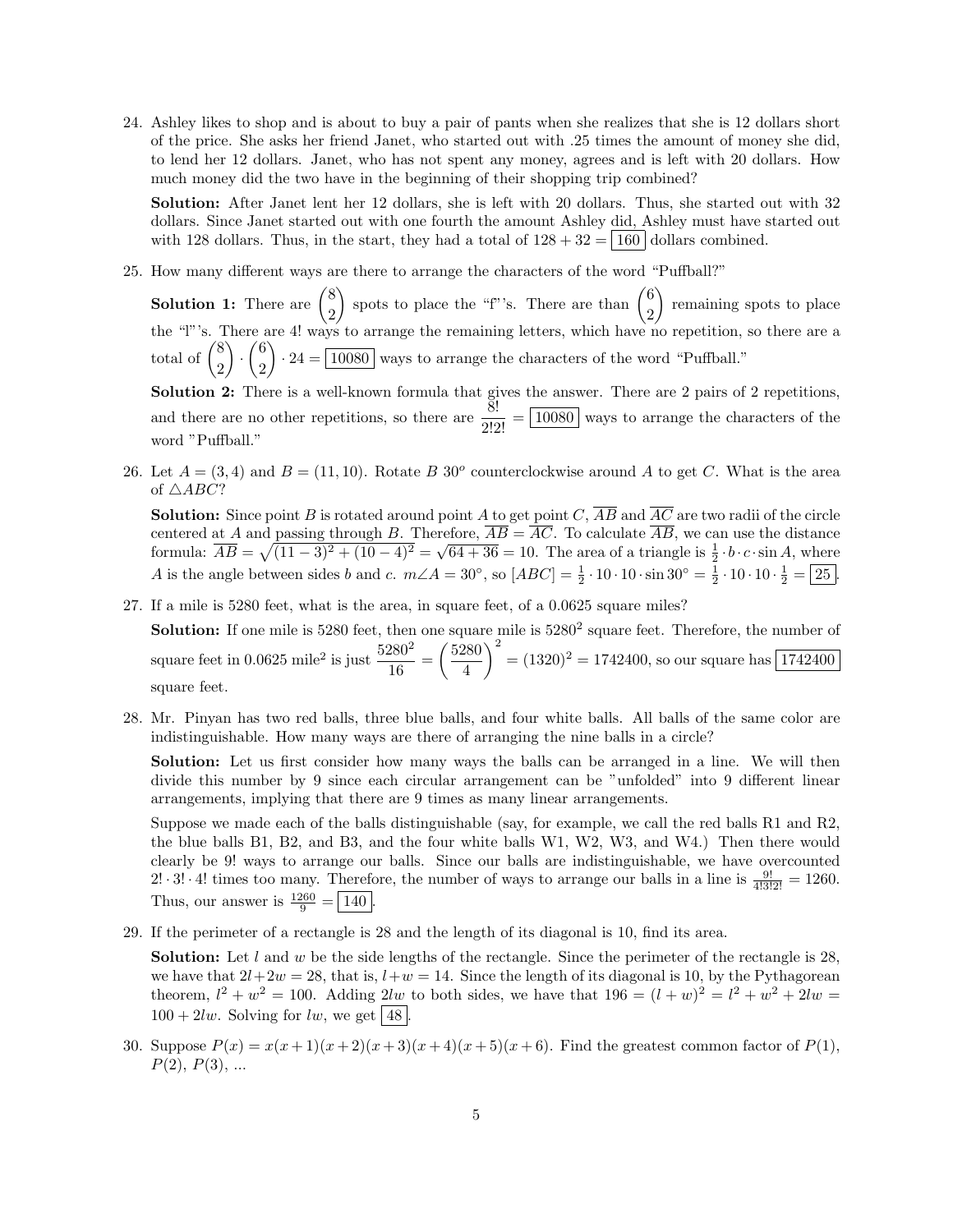24. Ashley likes to shop and is about to buy a pair of pants when she realizes that she is 12 dollars short of the price. She asks her friend Janet, who started out with .25 times the amount of money she did, to lend her 12 dollars. Janet, who has not spent any money, agrees and is left with 20 dollars. How much money did the two have in the beginning of their shopping trip combined?

   **Solution:** After Janet lent her 12 dollars, she is left with 20 dollars. Thus, she started out with 32 dollars. Since Janet started out with one fourth the amount Ashley did, Ashley must have started out with 128 dollars. Thus, in the start, they had a total of $128 + 32 = \boxed{160}$ dollars combined.

25. How many different ways are there to arrange the characters of the word "Puffball?"

   **Solution 1:** There are $\binom{8}{2}$ spots to place the "f"'s. There are than $\binom{6}{2}$ remaining spots to place the "l"'s. There are 4! ways to arrange the remaining letters, which have no repetition, so there are a total of $\binom{8}{2} \cdot \binom{6}{2} \cdot 24 = \boxed{10080}$ ways to arrange the characters of the word "Puffball."

   **Solution 2:** There is a well-known formula that gives the answer. There are 2 pairs of 2 repetitions, and there are no other repetitions, so there are $\frac{8!}{2!2!} = \boxed{10080}$ ways to arrange the characters of the word "Puffball."

26. Let $A = (3, 4)$ and $B = (11, 10)$. Rotate $B$ $30^o$ counterclockwise around $A$ to get $C$. What is the area of $\triangle ABC$?

   **Solution:** Since point $B$ is rotated around point $A$ to get point $C$, $\overline{AB}$ and $\overline{AC}$ are two radii of the circle centered at $A$ and passing through $B$. Therefore, $\overline{AB} = \overline{AC}$. To calculate $\overline{AB}$, we can use the distance formula: $\overline{AB} = \sqrt{(11-3)^2 + (10-4)^2} = \sqrt{64+36} = 10$. The area of a triangle is $\frac{1}{2} \cdot b \cdot c \cdot \sin A$, where $A$ is the angle between sides $b$ and $c$. $m\angle A = 30^\circ$, so $[ABC] = \frac{1}{2} \cdot 10 \cdot 10 \cdot \sin 30^\circ = \frac{1}{2} \cdot 10 \cdot 10 \cdot \frac{1}{2} = \boxed{25}$.

27. If a mile is 5280 feet, what is the area, in square feet, of a 0.0625 square miles?

   **Solution:** If one mile is 5280 feet, then one square mile is $5280^2$ square feet. Therefore, the number of square feet in 0.0625 mile$^2$ is just $\frac{5280^2}{16} = \left(\frac{5280}{4}\right)^2 = (1320)^2 = 1742400$, so our square has $\boxed{1742400}$ square feet.

28. Mr. Pinyan has two red balls, three blue balls, and four white balls. All balls of the same color are indistinguishable. How many ways are there of arranging the nine balls in a circle?

   **Solution:** Let us first consider how many ways the balls can be arranged in a line. We will then divide this number by 9 since each circular arrangement can be "unfolded" into 9 different linear arrangements, implying that there are 9 times as many linear arrangements.

   Suppose we made each of the balls distinguishable (say, for example, we call the red balls R1 and R2, the blue balls B1, B2, and B3, and the four white balls W1, W2, W3, and W4.) Then there would clearly be 9! ways to arrange our balls. Since our balls are indistinguishable, we have overcounted $2! \cdot 3! \cdot 4!$ times too many. Therefore, the number of ways to arrange our balls in a line is $\frac{9!}{4!3!2!} = 1260$. Thus, our answer is $\frac{1260}{9} = \boxed{140}$.

29. If the perimeter of a rectangle is 28 and the length of its diagonal is 10, find its area.

   **Solution:** Let $l$ and $w$ be the side lengths of the rectangle. Since the perimeter of the rectangle is 28, we have that $2l + 2w = 28$, that is, $l + w = 14$. Since the length of its diagonal is 10, by the Pythagorean theorem, $l^2 + w^2 = 100$. Adding $2lw$ to both sides, we have that $196 = (l+w)^2 = l^2 + w^2 + 2lw = 100 + 2lw$. Solving for $lw$, we get $\boxed{48}$.

30. Suppose $P(x) = x(x+1)(x+2)(x+3)(x+4)(x+5)(x+6)$. Find the greatest common factor of $P(1)$, $P(2)$, $P(3)$, ...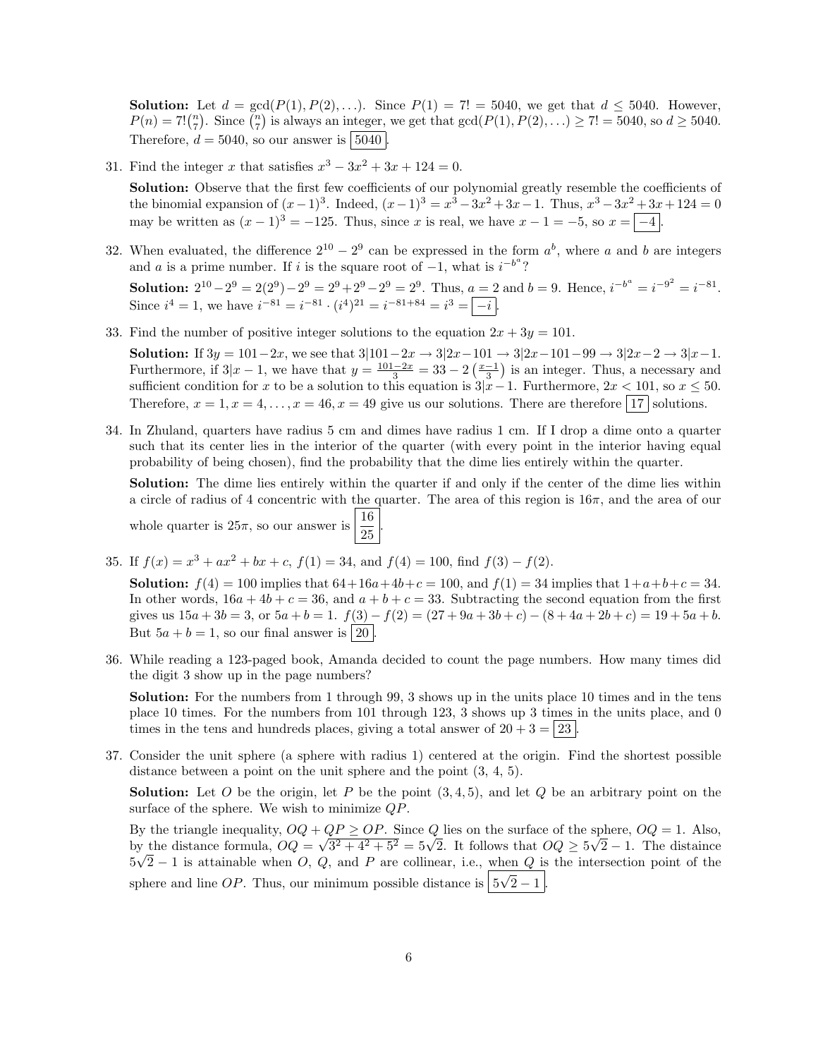**Solution:** Let $d = \gcd(P(1), P(2), \ldots)$. Since $P(1) = 7! = 5040$, we get that $d \leq 5040$. However, $P(n) = 7!\binom{n}{7}$. Since $\binom{n}{7}$ is always an integer, we get that $\gcd(P(1), P(2), \ldots) \geq 7! = 5040$, so $d \geq 5040$. Therefore, $d = 5040$, so our answer is $\boxed{5040}$.

31. Find the integer $x$ that satisfies $x^3 - 3x^2 + 3x + 124 = 0$.

**Solution:** Observe that the first few coefficients of our polynomial greatly resemble the coefficients of the binomial expansion of $(x-1)^3$. Indeed, $(x-1)^3 = x^3 - 3x^2 + 3x - 1$. Thus, $x^3 - 3x^2 + 3x + 124 = 0$ may be written as $(x-1)^3 = -125$. Thus, since $x$ is real, we have $x - 1 = -5$, so $x = \boxed{-4}$.

32. When evaluated, the difference $2^{10} - 2^9$ can be expressed in the form $a^b$, where $a$ and $b$ are integers and $a$ is a prime number. If $i$ is the square root of $-1$, what is $i^{-b^a}$?

**Solution:** $2^{10} - 2^9 = 2(2^9) - 2^9 = 2^9 + 2^9 - 2^9 = 2^9$. Thus, $a = 2$ and $b = 9$. Hence, $i^{-b^a} = i^{-9^2} = i^{-81}$. Since $i^4 = 1$, we have $i^{-81} = i^{-81} \cdot (i^4)^{21} = i^{-81+84} = i^3 = \boxed{-i}$.

33. Find the number of positive integer solutions to the equation $2x + 3y = 101$.

**Solution:** If $3y = 101 - 2x$, we see that $3|101 - 2x \rightarrow 3|2x - 101 \rightarrow 3|2x - 101 - 99 \rightarrow 3|2x - 2 \rightarrow 3|x - 1$. Furthermore, if $3|x - 1$, we have that $y = \frac{101-2x}{3} = 33 - 2\left(\frac{x-1}{3}\right)$ is an integer. Thus, a necessary and sufficient condition for $x$ to be a solution to this equation is $3|x - 1$. Furthermore, $2x < 101$, so $x \leq 50$. Therefore, $x = 1, x = 4, \ldots, x = 46, x = 49$ give us our solutions. There are therefore $\boxed{17}$ solutions.

34. In Zhuland, quarters have radius 5 cm and dimes have radius 1 cm. If I drop a dime onto a quarter such that its center lies in the interior of the quarter (with every point in the interior having equal probability of being chosen), find the probability that the dime lies entirely within the quarter.

**Solution:** The dime lies entirely within the quarter if and only if the center of the dime lies within a circle of radius of 4 concentric with the quarter. The area of this region is $16\pi$, and the area of our whole quarter is $25\pi$, so our answer is $\boxed{\frac{16}{25}}$.

35. If $f(x) = x^3 + ax^2 + bx + c$, $f(1) = 34$, and $f(4) = 100$, find $f(3) - f(2)$.

**Solution:** $f(4) = 100$ implies that $64 + 16a + 4b + c = 100$, and $f(1) = 34$ implies that $1 + a + b + c = 34$. In other words, $16a + 4b + c = 36$, and $a + b + c = 33$. Subtracting the second equation from the first gives us $15a + 3b = 3$, or $5a + b = 1$. $f(3) - f(2) = (27 + 9a + 3b + c) - (8 + 4a + 2b + c) = 19 + 5a + b$. But $5a + b = 1$, so our final answer is $\boxed{20}$.

36. While reading a 123-paged book, Amanda decided to count the page numbers. How many times did the digit 3 show up in the page numbers?

**Solution:** For the numbers from 1 through 99, 3 shows up in the units place 10 times and in the tens place 10 times. For the numbers from 101 through 123, 3 shows up 3 times in the units place, and 0 times in the tens and hundreds places, giving a total answer of $20 + 3 = \boxed{23}$.

37. Consider the unit sphere (a sphere with radius 1) centered at the origin. Find the shortest possible distance between a point on the unit sphere and the point (3, 4, 5).

**Solution:** Let $O$ be the origin, let $P$ be the point $(3, 4, 5)$, and let $Q$ be an arbitrary point on the surface of the sphere. We wish to minimize $QP$.

By the triangle inequality, $OQ + QP \geq OP$. Since $Q$ lies on the surface of the sphere, $OQ = 1$. Also, by the distance formula, $OQ = \sqrt{3^2 + 4^2 + 5^2} = 5\sqrt{2}$. It follows that $OQ \geq 5\sqrt{2} - 1$. The distaince $5\sqrt{2} - 1$ is attainable when $O$, $Q$, and $P$ are collinear, i.e., when $Q$ is the intersection point of the sphere and line $OP$. Thus, our minimum possible distance is $\boxed{5\sqrt{2} - 1}$.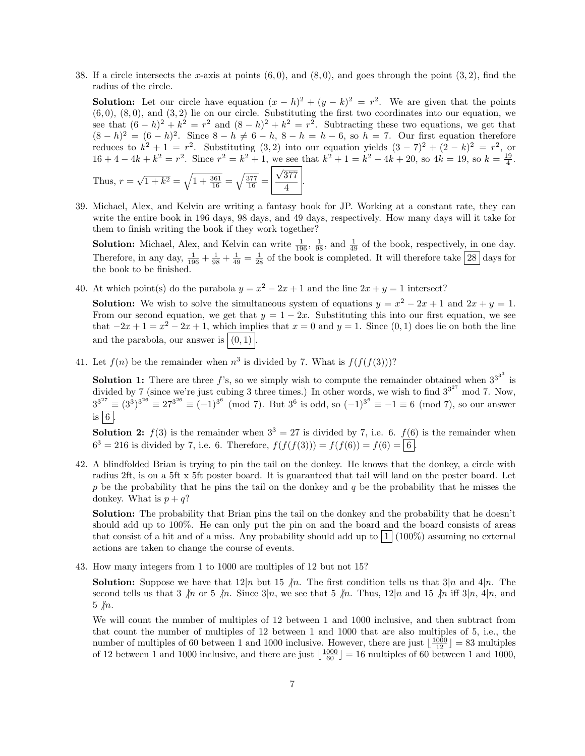38. If a circle intersects the $x$-axis at points $(6, 0)$, and $(8, 0)$, and goes through the point $(3, 2)$, find the radius of the circle.

**Solution:** Let our circle have equation $(x - h)^2 + (y - k)^2 = r^2$. We are given that the points $(6, 0)$, $(8, 0)$, and $(3, 2)$ lie on our circle. Substituting the first two coordinates into our equation, we see that $(6 - h)^2 + k^2 = r^2$ and $(8 - h)^2 + k^2 = r^2$. Subtracting these two equations, we get that $(8 - h)^2 = (6 - h)^2$. Since $8 - h \neq 6 - h$, $8 - h = h - 6$, so $h = 7$. Our first equation therefore reduces to $k^2 + 1 = r^2$. Substituting $(3, 2)$ into our equation yields $(3 - 7)^2 + (2 - k)^2 = r^2$, or $16 + 4 - 4k + k^2 = r^2$. Since $r^2 = k^2 + 1$, we see that $k^2 + 1 = k^2 - 4k + 20$, so $4k = 19$, so $k = \frac{19}{4}$. Thus, $r = \sqrt{1 + k^2} = \sqrt{1 + \frac{361}{16}} = \sqrt{\frac{377}{16}} = \boxed{\frac{\sqrt{377}}{4}}$.

39. Michael, Alex, and Kelvin are writing a fantasy book for JP. Working at a constant rate, they can write the entire book in 196 days, 98 days, and 49 days, respectively. How many days will it take for them to finish writing the book if they work together?

**Solution:** Michael, Alex, and Kelvin can write $\frac{1}{196}$, $\frac{1}{98}$, and $\frac{1}{49}$ of the book, respectively, in one day. Therefore, in any day, $\frac{1}{196} + \frac{1}{98} + \frac{1}{49} = \frac{1}{28}$ of the book is completed. It will therefore take $\boxed{28}$ days for the book to be finished.

40. At which point(s) do the parabola $y = x^2 - 2x + 1$ and the line $2x + y = 1$ intersect?

**Solution:** We wish to solve the simultaneous system of equations $y = x^2 - 2x + 1$ and $2x + y = 1$. From our second equation, we get that $y = 1 - 2x$. Substituting this into our first equation, we see that $-2x + 1 = x^2 - 2x + 1$, which implies that $x = 0$ and $y = 1$. Since $(0, 1)$ does lie on both the line and the parabola, our answer is $\boxed{(0, 1)}$.

41. Let $f(n)$ be the remainder when $n^3$ is divided by 7. What is $f(f(f(3)))$?

**Solution 1:** There are three $f$'s, so we simply wish to compute the remainder obtained when $3^{3^{3^3}}$ is divided by 7 (since we're just cubing 3 three times.) In other words, we wish to find $3^{3^{27}}$ mod 7. Now, $3^{3^{27}} \equiv (3^3)^{3^{26}} \equiv 27^{3^{26}} \equiv (-1)^{3^6} \pmod 7$. But $3^6$ is odd, so $(-1)^{3^6} \equiv -1 \equiv 6 \pmod 7$, so our answer is $\boxed{6}$.

**Solution 2:** $f(3)$ is the remainder when $3^3 = 27$ is divided by 7, i.e. 6. $f(6)$ is the remainder when $6^3 = 216$ is divided by 7, i.e. 6. Therefore, $f(f(f(3))) = f(f(6)) = f(6) = \boxed{6}$.

42. A blindfolded Brian is trying to pin the tail on the donkey. He knows that the donkey, a circle with radius 2ft, is on a 5ft x 5ft poster board. It is guaranteed that tail will land on the poster board. Let $p$ be the probability that he pins the tail on the donkey and $q$ be the probability that he misses the donkey. What is $p + q$?

**Solution:** The probability that Brian pins the tail on the donkey and the probability that he doesn't should add up to 100%. He can only put the pin on and the board and the board consists of areas that consist of a hit and of a miss. Any probability should add up to $\boxed{1}$ (100%) assuming no external actions are taken to change the course of events.

43. How many integers from 1 to 1000 are multiples of 12 but not 15?

**Solution:** Suppose we have that $12|n$ but $15 \nmid n$. The first condition tells us that $3|n$ and $4|n$. The second tells us that $3 \nmid n$ or $5 \nmid n$. Since $3|n$, we see that $5 \nmid n$. Thus, $12|n$ and $15 \nmid n$ iff $3|n$, $4|n$, and $5 \nmid n$.

We will count the number of multiples of 12 between 1 and 1000 inclusive, and then subtract from that count the number of multiples of 12 between 1 and 1000 that are also multiples of 5, i.e., the number of multiples of 60 between 1 and 1000 inclusive. However, there are just $\lfloor \frac{1000}{12} \rfloor = 83$ multiples of 12 between 1 and 1000 inclusive, and there are just $\lfloor \frac{1000}{60} \rfloor = 16$ multiples of 60 between 1 and 1000,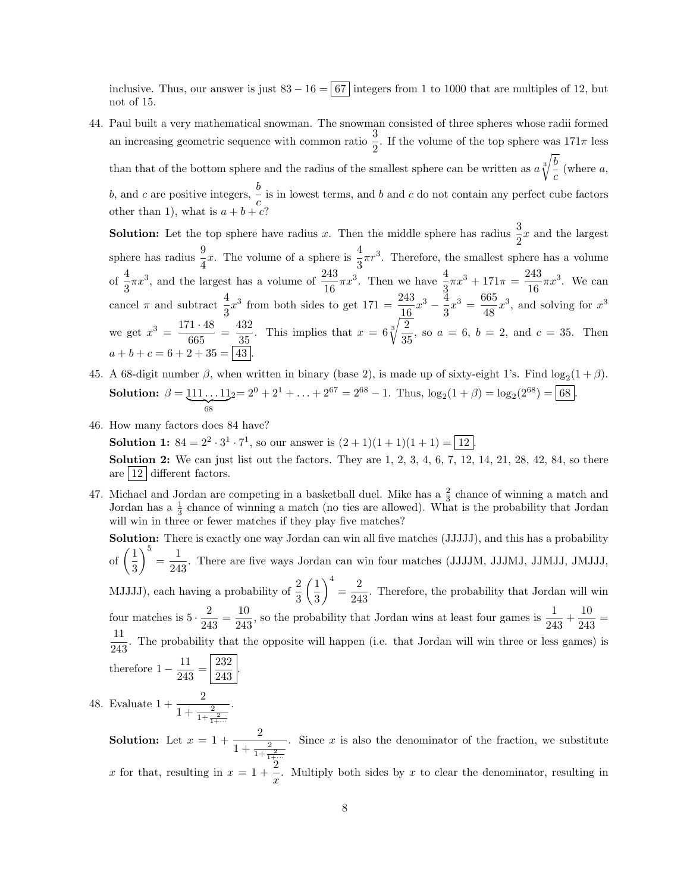inclusive. Thus, our answer is just $83 - 16 = \boxed{67}$ integers from 1 to 1000 that are multiples of 12, but not of 15.

44. Paul built a very mathematical snowman. The snowman consisted of three spheres whose radii formed an increasing geometric sequence with common ratio $\frac{3}{2}$. If the volume of the top sphere was $171\pi$ less than that of the bottom sphere and the radius of the smallest sphere can be written as $a\sqrt[3]{\frac{b}{c}}$ (where $a$, $b$, and $c$ are positive integers, $\frac{b}{c}$ is in lowest terms, and $b$ and $c$ do not contain any perfect cube factors other than 1), what is $a + b + c$?

    **Solution:** Let the top sphere have radius $x$. Then the middle sphere has radius $\frac{3}{2}x$ and the largest sphere has radius $\frac{9}{4}x$. The volume of a sphere is $\frac{4}{3}\pi r^3$. Therefore, the smallest sphere has a volume of $\frac{4}{3}\pi x^3$, and the largest has a volume of $\frac{243}{16}\pi x^3$. Then we have $\frac{4}{3}\pi x^3 + 171\pi = \frac{243}{16}\pi x^3$. We can cancel $\pi$ and subtract $\frac{4}{3}x^3$ from both sides to get $171 = \frac{243}{16}x^3 - \frac{4}{3}x^3 = \frac{665}{48}x^3$, and solving for $x^3$ we get $x^3 = \frac{171 \cdot 48}{665} = \frac{432}{35}$. This implies that $x = 6\sqrt[3]{\frac{2}{35}}$, so $a = 6$, $b = 2$, and $c = 35$. Then $a + b + c = 6 + 2 + 35 = \boxed{43}$.

45. A 68-digit number $\beta$, when written in binary (base 2), is made up of sixty-eight 1's. Find $\log_2(1 + \beta)$.

    **Solution:** $\beta = \underbrace{111\ldots11}_{68}{}_2 = 2^0 + 2^1 + \ldots + 2^{67} = 2^{68} - 1$. Thus, $\log_2(1 + \beta) = \log_2(2^{68}) = \boxed{68}$.

46. How many factors does 84 have?

    **Solution 1:** $84 = 2^2 \cdot 3^1 \cdot 7^1$, so our answer is $(2 + 1)(1 + 1)(1 + 1) = \boxed{12}$.

    **Solution 2:** We can just list out the factors. They are 1, 2, 3, 4, 6, 7, 12, 14, 21, 28, 42, 84, so there are $\boxed{12}$ different factors.

47. Michael and Jordan are competing in a basketball duel. Mike has a $\frac{2}{3}$ chance of winning a match and Jordan has a $\frac{1}{3}$ chance of winning a match (no ties are allowed). What is the probability that Jordan will win in three or fewer matches if they play five matches?

    **Solution:** There is exactly one way Jordan can win all five matches (JJJJJ), and this has a probability of $\left(\frac{1}{3}\right)^5 = \frac{1}{243}$. There are five ways Jordan can win four matches (JJJJM, JJJMJ, JJMJJ, JMJJJ, MJJJJ), each having a probability of $\frac{2}{3}\left(\frac{1}{3}\right)^4 = \frac{2}{243}$. Therefore, the probability that Jordan will win four matches is $5 \cdot \frac{2}{243} = \frac{10}{243}$, so the probability that Jordan wins at least four games is $\frac{1}{243} + \frac{10}{243} = \frac{11}{243}$. The probability that the opposite will happen (i.e. that Jordan will win three or less games) is therefore $1 - \frac{11}{243} = \boxed{\frac{232}{243}}$.

48. Evaluate $1 + \frac{2}{1 + \frac{2}{1 + \frac{2}{1 + \cdots}}}$.

    **Solution:** Let $x = 1 + \frac{2}{1 + \frac{2}{1 + \frac{2}{1 + \cdots}}}$. Since $x$ is also the denominator of the fraction, we substitute $x$ for that, resulting in $x = 1 + \frac{2}{x}$. Multiply both sides by $x$ to clear the denominator, resulting in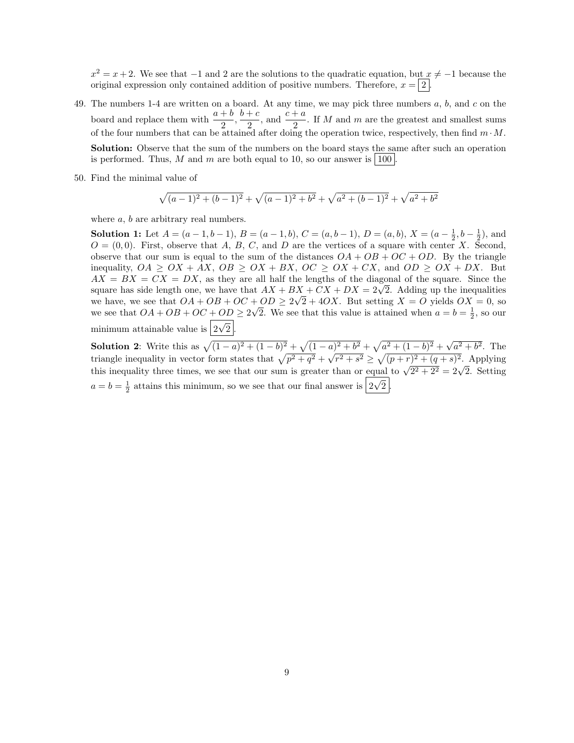$x^2 = x + 2$. We see that $-1$ and $2$ are the solutions to the quadratic equation, but $x \neq -1$ because the original expression only contained addition of positive numbers. Therefore, $x = \boxed{2}$.

49. The numbers 1-4 are written on a board. At any time, we may pick three numbers $a$, $b$, and $c$ on the board and replace them with $\frac{a+b}{2}$, $\frac{b+c}{2}$, and $\frac{c+a}{2}$. If $M$ and $m$ are the greatest and smallest sums of the four numbers that can be attained after doing the operation twice, respectively, then find $m \cdot M$.

    **Solution:** Observe that the sum of the numbers on the board stays the same after such an operation is performed. Thus, $M$ and $m$ are both equal to 10, so our answer is $\boxed{100}$.

50. Find the minimal value of

    $$\sqrt{(a-1)^2 + (b-1)^2} + \sqrt{(a-1)^2 + b^2} + \sqrt{a^2 + (b-1)^2} + \sqrt{a^2 + b^2}$$

    where $a$, $b$ are arbitrary real numbers.

    **Solution 1:** Let $A = (a-1, b-1)$, $B = (a-1, b)$, $C = (a, b-1)$, $D = (a, b)$, $X = (a - \frac{1}{2}, b - \frac{1}{2})$, and $O = (0, 0)$. First, observe that $A$, $B$, $C$, and $D$ are the vertices of a square with center $X$. Second, observe that our sum is equal to the sum of the distances $OA + OB + OC + OD$. By the triangle inequality, $OA \geq OX + AX$, $OB \geq OX + BX$, $OC \geq OX + CX$, and $OD \geq OX + DX$. But $AX = BX = CX = DX$, as they are all half the lengths of the diagonal of the square. Since the square has side length one, we have that $AX + BX + CX + DX = 2\sqrt{2}$. Adding up the inequalities we have, we see that $OA + OB + OC + OD \geq 2\sqrt{2} + 4OX$. But setting $X = O$ yields $OX = 0$, so we see that $OA + OB + OC + OD \geq 2\sqrt{2}$. We see that this value is attained when $a = b = \frac{1}{2}$, so our minimum attainable value is $\boxed{2\sqrt{2}}$.

    **Solution 2**: Write this as $\sqrt{(1-a)^2 + (1-b)^2} + \sqrt{(1-a)^2 + b^2} + \sqrt{a^2 + (1-b)^2} + \sqrt{a^2 + b^2}$. The triangle inequality in vector form states that $\sqrt{p^2 + q^2} + \sqrt{r^2 + s^2} \geq \sqrt{(p+r)^2 + (q+s)^2}$. Applying this inequality three times, we see that our sum is greater than or equal to $\sqrt{2^2 + 2^2} = 2\sqrt{2}$. Setting $a = b = \frac{1}{2}$ attains this minimum, so we see that our final answer is $\boxed{2\sqrt{2}}$.